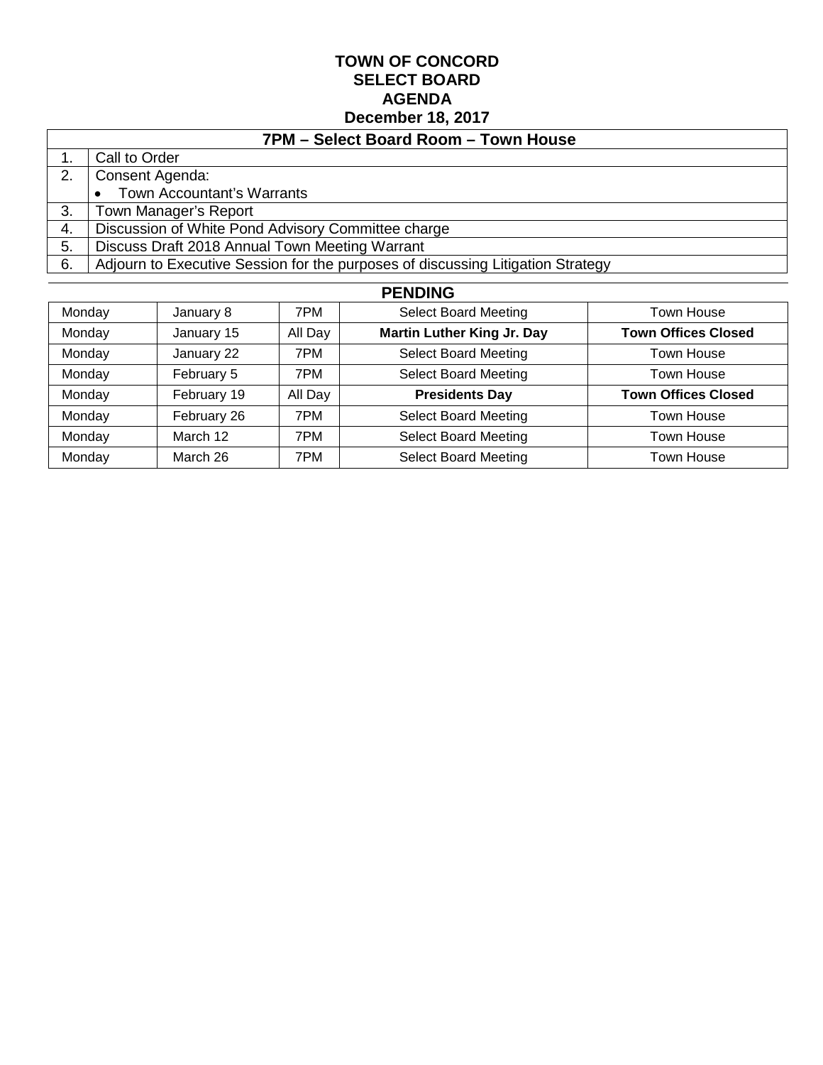# TOWN OF CONCORD
# SELECT BOARD
# AGENDA
# December 18, 2017

| 7PM – Select Board Room – Town House | |
|---|---|
| 1. | Call to Order |
| 2. | Consent Agenda:<br>• Town Accountant's Warrants |
| 3. | Town Manager's Report |
| 4. | Discussion of White Pond Advisory Committee charge |
| 5. | Discuss Draft 2018 Annual Town Meeting Warrant |
| 6. | Adjourn to Executive Session for the purposes of discussing Litigation Strategy |

## PENDING

| | | | | |
|---|---|---|---|---|
| Monday | January 8 | 7PM | Select Board Meeting | Town House |
| Monday | January 15 | All Day | **Martin Luther King Jr. Day** | **Town Offices Closed** |
| Monday | January 22 | 7PM | Select Board Meeting | Town House |
| Monday | February 5 | 7PM | Select Board Meeting | Town House |
| Monday | February 19 | All Day | **Presidents Day** | **Town Offices Closed** |
| Monday | February 26 | 7PM | Select Board Meeting | Town House |
| Monday | March 12 | 7PM | Select Board Meeting | Town House |
| Monday | March 26 | 7PM | Select Board Meeting | Town House |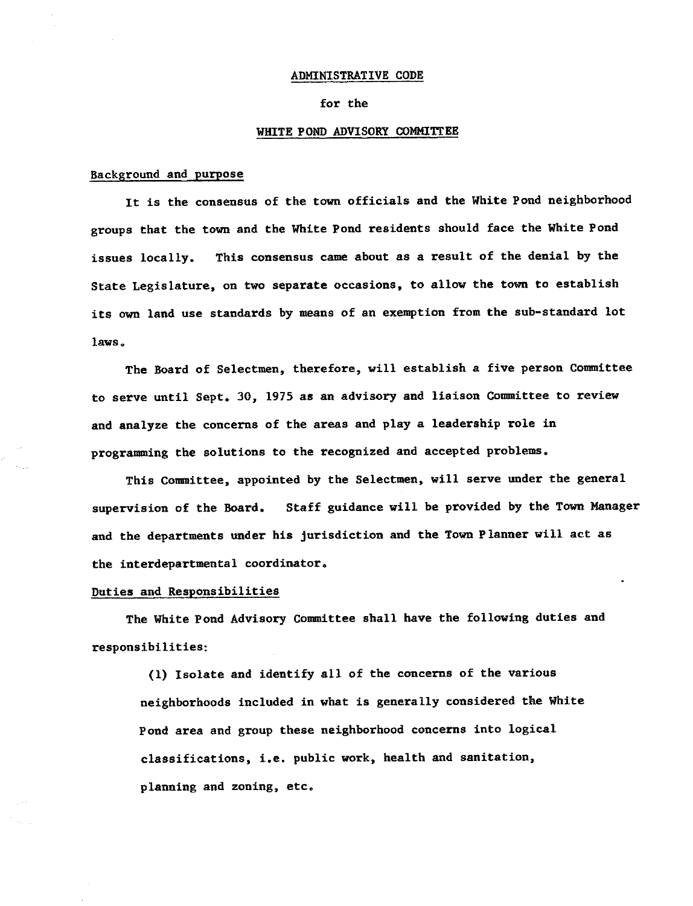ADMINISTRATIVE CODE

for the

WHITE POND ADVISORY COMMITTEE

Background and purpose

It is the consensus of the town officials and the White Pond neighborhood groups that the town and the White Pond residents should face the White Pond issues locally. This consensus came about as a result of the denial by the State Legislature, on two separate occasions, to allow the town to establish its own land use standards by means of an exemption from the sub-standard lot laws.

The Board of Selectmen, therefore, will establish a five person Committee to serve until Sept. 30, 1975 as an advisory and liaison Committee to review and analyze the concerns of the areas and play a leadership role in programming the solutions to the recognized and accepted problems.

This Committee, appointed by the Selectmen, will serve under the general supervision of the Board. Staff guidance will be provided by the Town Manager and the departments under his jurisdiction and the Town Planner will act as the interdepartmental coordinator.

Duties and Responsibilities

The White Pond Advisory Committee shall have the following duties and responsibilities:

(1) Isolate and identify all of the concerns of the various neighborhoods included in what is generally considered the White Pond area and group these neighborhood concerns into logical classifications, i.e. public work, health and sanitation, planning and zoning, etc.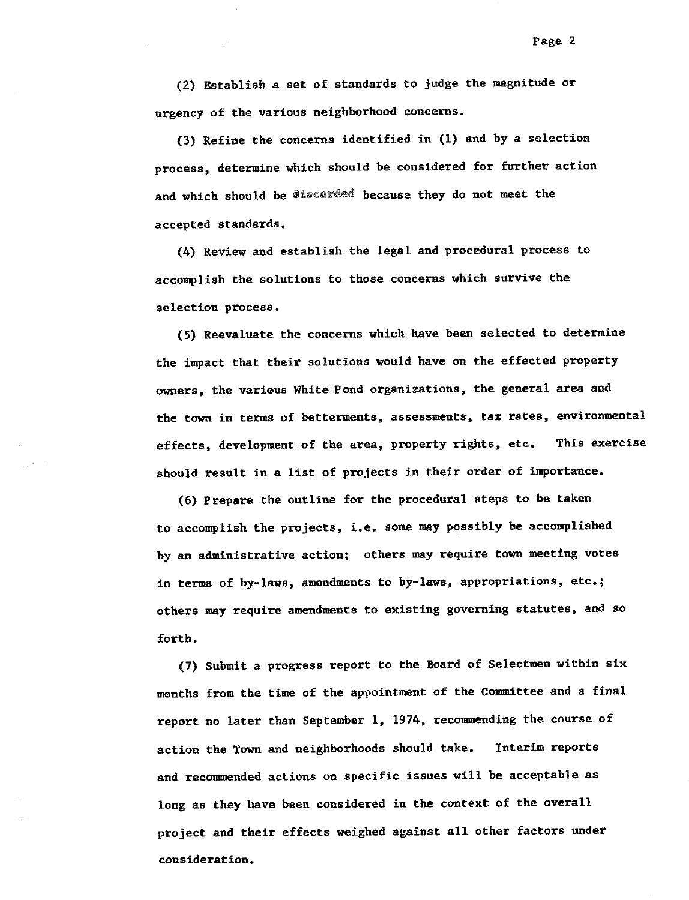(2) Establish a set of standards to judge the magnitude or urgency of the various neighborhood concerns.

(3) Refine the concerns identified in (1) and by a selection process, determine which should be considered for further action and which should be discarded because they do not meet the accepted standards.

(4) Review and establish the legal and procedural process to accomplish the solutions to those concerns which survive the selection process.

(5) Reevaluate the concerns which have been selected to determine the impact that their solutions would have on the effected property owners, the various White Pond organizations, the general area and the town in terms of betterments, assessments, tax rates, environmental effects, development of the area, property rights, etc. This exercise should result in a list of projects in their order of importance.

(6) Prepare the outline for the procedural steps to be taken to accomplish the projects, i.e. some may possibly be accomplished by an administrative action; others may require town meeting votes in terms of by-laws, amendments to by-laws, appropriations, etc.; others may require amendments to existing governing statutes, and so forth.

(7) Submit a progress report to the Board of Selectmen within six months from the time of the appointment of the Committee and a final report no later than September 1, 1974, recommending the course of action the Town and neighborhoods should take. Interim reports and recommended actions on specific issues will be acceptable as long as they have been considered in the context of the overall project and their effects weighed against all other factors under consideration.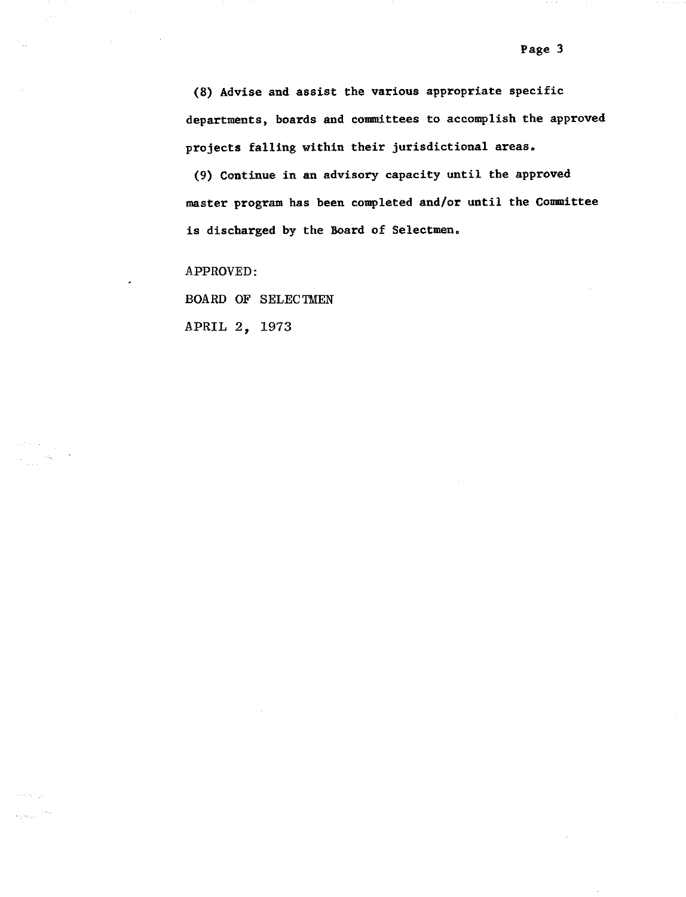(8) Advise and assist the various appropriate specific departments, boards and committees to accomplish the approved projects falling within their jurisdictional areas.

(9) Continue in an advisory capacity until the approved master program has been completed and/or until the Committee is discharged by the Board of Selectmen.

APPROVED:

BOARD OF SELECTMEN

APRIL 2, 1973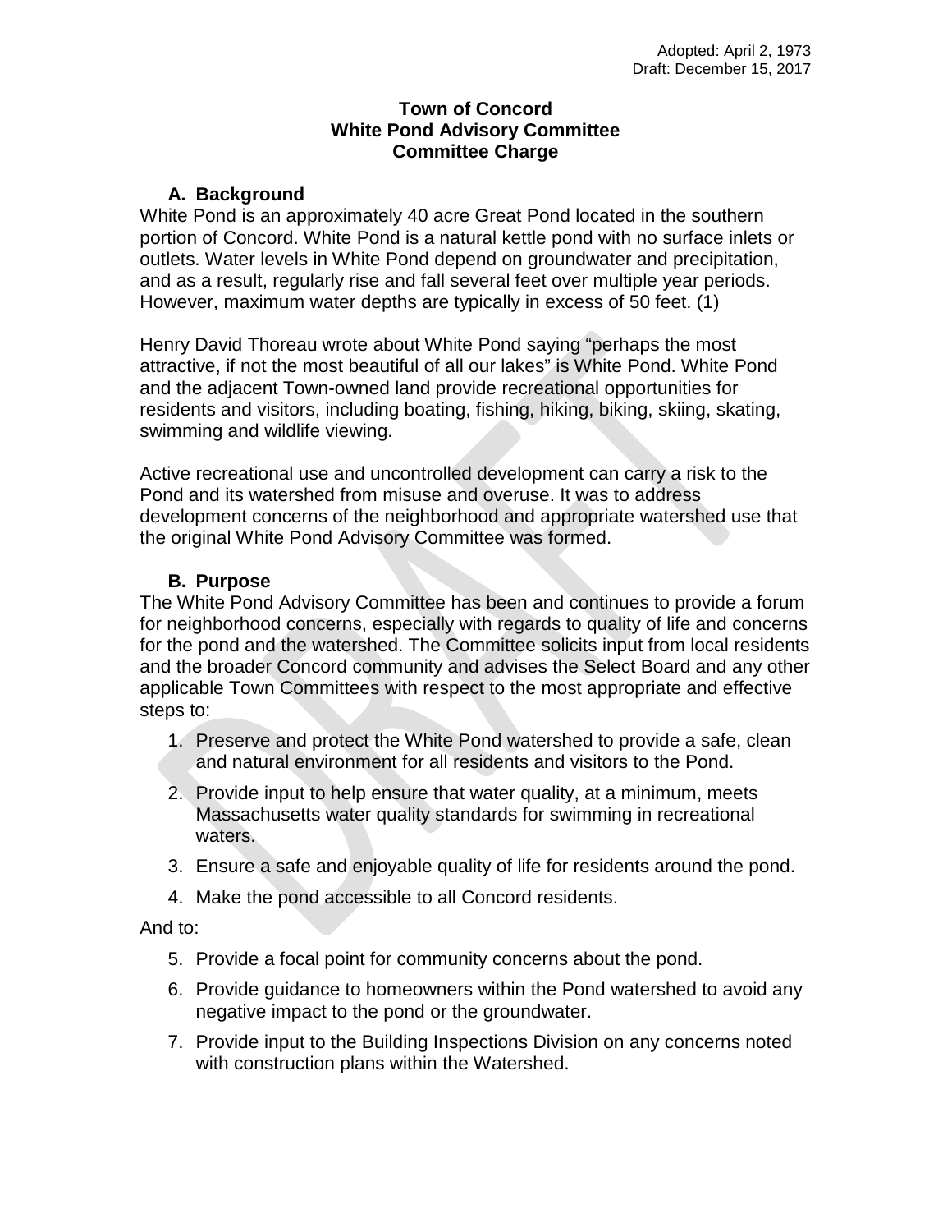Adopted: April 2, 1973
Draft: December 15, 2017

# Town of Concord
# White Pond Advisory Committee
# Committee Charge

## A. Background

White Pond is an approximately 40 acre Great Pond located in the southern portion of Concord. White Pond is a natural kettle pond with no surface inlets or outlets. Water levels in White Pond depend on groundwater and precipitation, and as a result, regularly rise and fall several feet over multiple year periods. However, maximum water depths are typically in excess of 50 feet. (1)

Henry David Thoreau wrote about White Pond saying "perhaps the most attractive, if not the most beautiful of all our lakes" is White Pond. White Pond and the adjacent Town-owned land provide recreational opportunities for residents and visitors, including boating, fishing, hiking, biking, skiing, skating, swimming and wildlife viewing.

Active recreational use and uncontrolled development can carry a risk to the Pond and its watershed from misuse and overuse. It was to address development concerns of the neighborhood and appropriate watershed use that the original White Pond Advisory Committee was formed.

## B. Purpose

The White Pond Advisory Committee has been and continues to provide a forum for neighborhood concerns, especially with regards to quality of life and concerns for the pond and the watershed. The Committee solicits input from local residents and the broader Concord community and advises the Select Board and any other applicable Town Committees with respect to the most appropriate and effective steps to:

1. Preserve and protect the White Pond watershed to provide a safe, clean and natural environment for all residents and visitors to the Pond.
2. Provide input to help ensure that water quality, at a minimum, meets Massachusetts water quality standards for swimming in recreational waters.
3. Ensure a safe and enjoyable quality of life for residents around the pond.
4. Make the pond accessible to all Concord residents.

And to:

5. Provide a focal point for community concerns about the pond.
6. Provide guidance to homeowners within the Pond watershed to avoid any negative impact to the pond or the groundwater.
7. Provide input to the Building Inspections Division on any concerns noted with construction plans within the Watershed.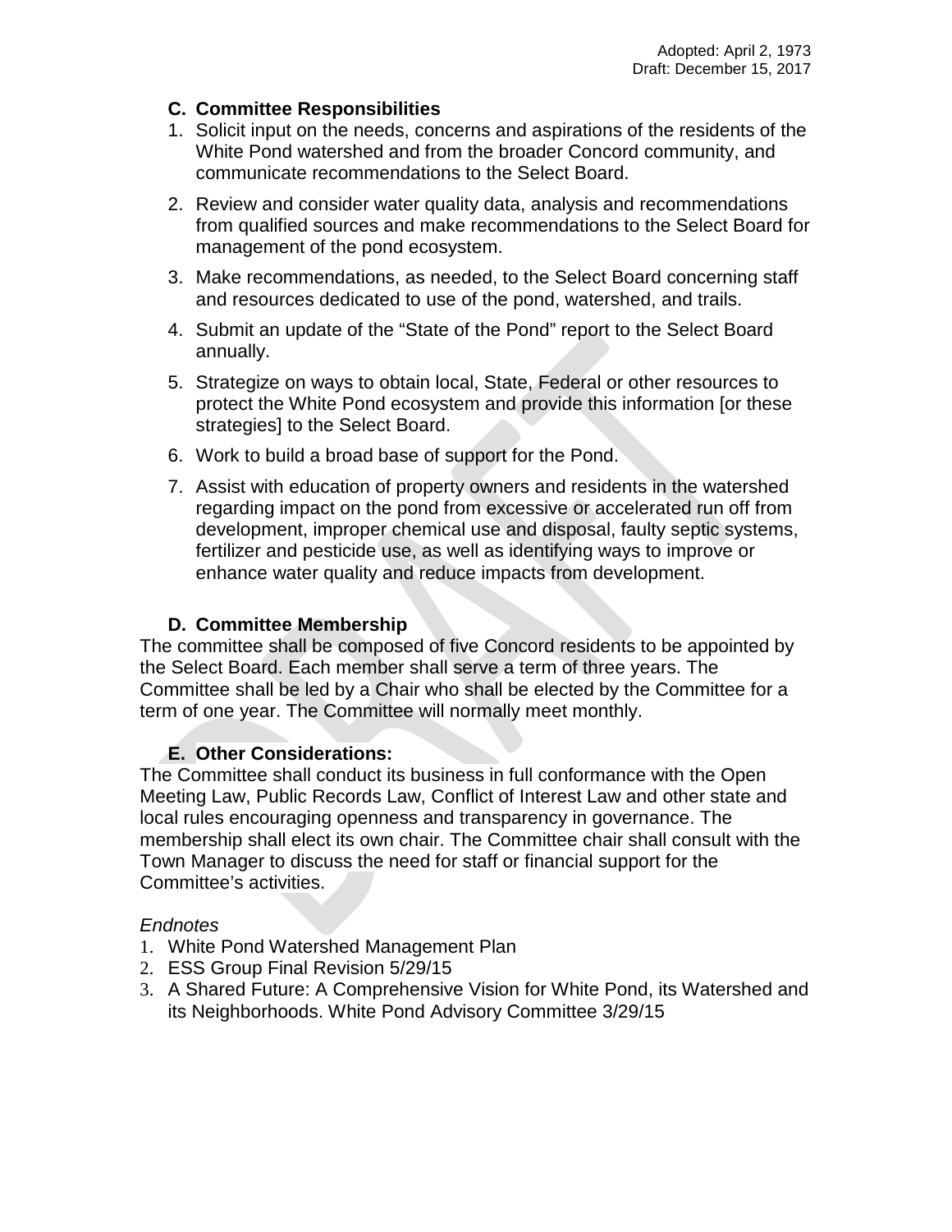Adopted: April 2, 1973
Draft: December 15, 2017

### C. Committee Responsibilities

1. Solicit input on the needs, concerns and aspirations of the residents of the White Pond watershed and from the broader Concord community, and communicate recommendations to the Select Board.
2. Review and consider water quality data, analysis and recommendations from qualified sources and make recommendations to the Select Board for management of the pond ecosystem.
3. Make recommendations, as needed, to the Select Board concerning staff and resources dedicated to use of the pond, watershed, and trails.
4. Submit an update of the "State of the Pond" report to the Select Board annually.
5. Strategize on ways to obtain local, State, Federal or other resources to protect the White Pond ecosystem and provide this information [or these strategies] to the Select Board.
6. Work to build a broad base of support for the Pond.
7. Assist with education of property owners and residents in the watershed regarding impact on the pond from excessive or accelerated run off from development, improper chemical use and disposal, faulty septic systems, fertilizer and pesticide use, as well as identifying ways to improve or enhance water quality and reduce impacts from development.

### D. Committee Membership

The committee shall be composed of five Concord residents to be appointed by the Select Board. Each member shall serve a term of three years. The Committee shall be led by a Chair who shall be elected by the Committee for a term of one year. The Committee will normally meet monthly.

### E. Other Considerations:

The Committee shall conduct its business in full conformance with the Open Meeting Law, Public Records Law, Conflict of Interest Law and other state and local rules encouraging openness and transparency in governance. The membership shall elect its own chair. The Committee chair shall consult with the Town Manager to discuss the need for staff or financial support for the Committee's activities.

*Endnotes*

1. White Pond Watershed Management Plan
2. ESS Group Final Revision 5/29/15
3. A Shared Future: A Comprehensive Vision for White Pond, its Watershed and its Neighborhoods. White Pond Advisory Committee 3/29/15